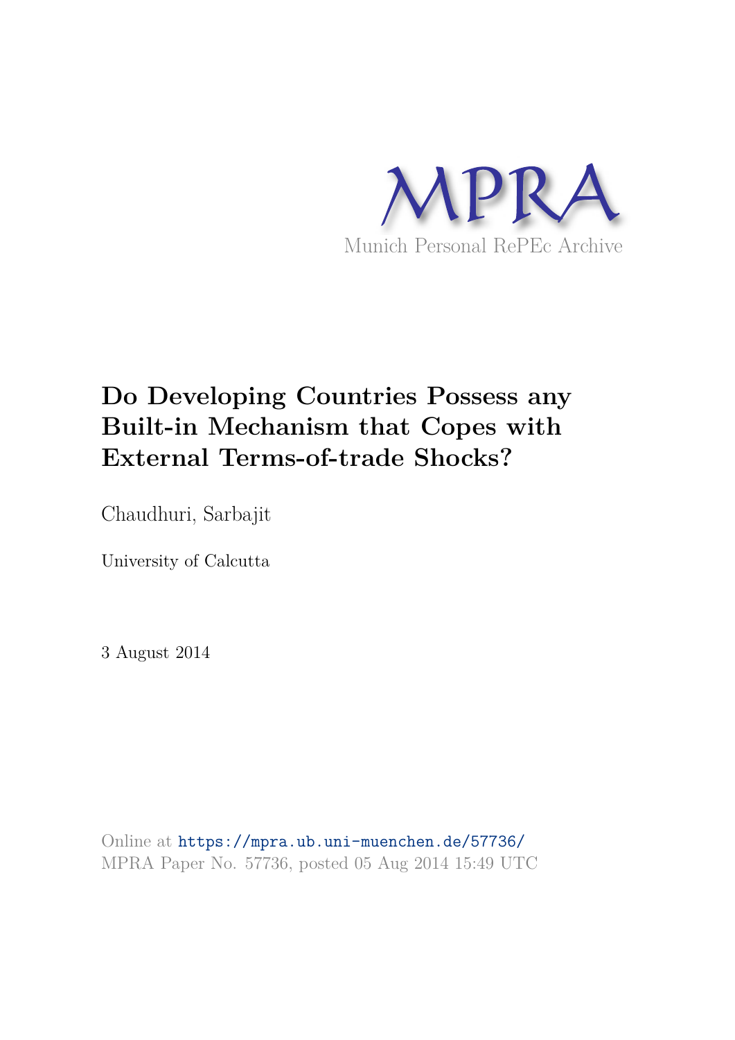MPRA

Munich Personal RePEc Archive

# Do Developing Countries Possess any Built-in Mechanism that Copes with External Terms-of-trade Shocks?

Chaudhuri, Sarbajit

University of Calcutta

3 August 2014

Online at https://mpra.ub.uni-muenchen.de/57736/
MPRA Paper No. 57736, posted 05 Aug 2014 15:49 UTC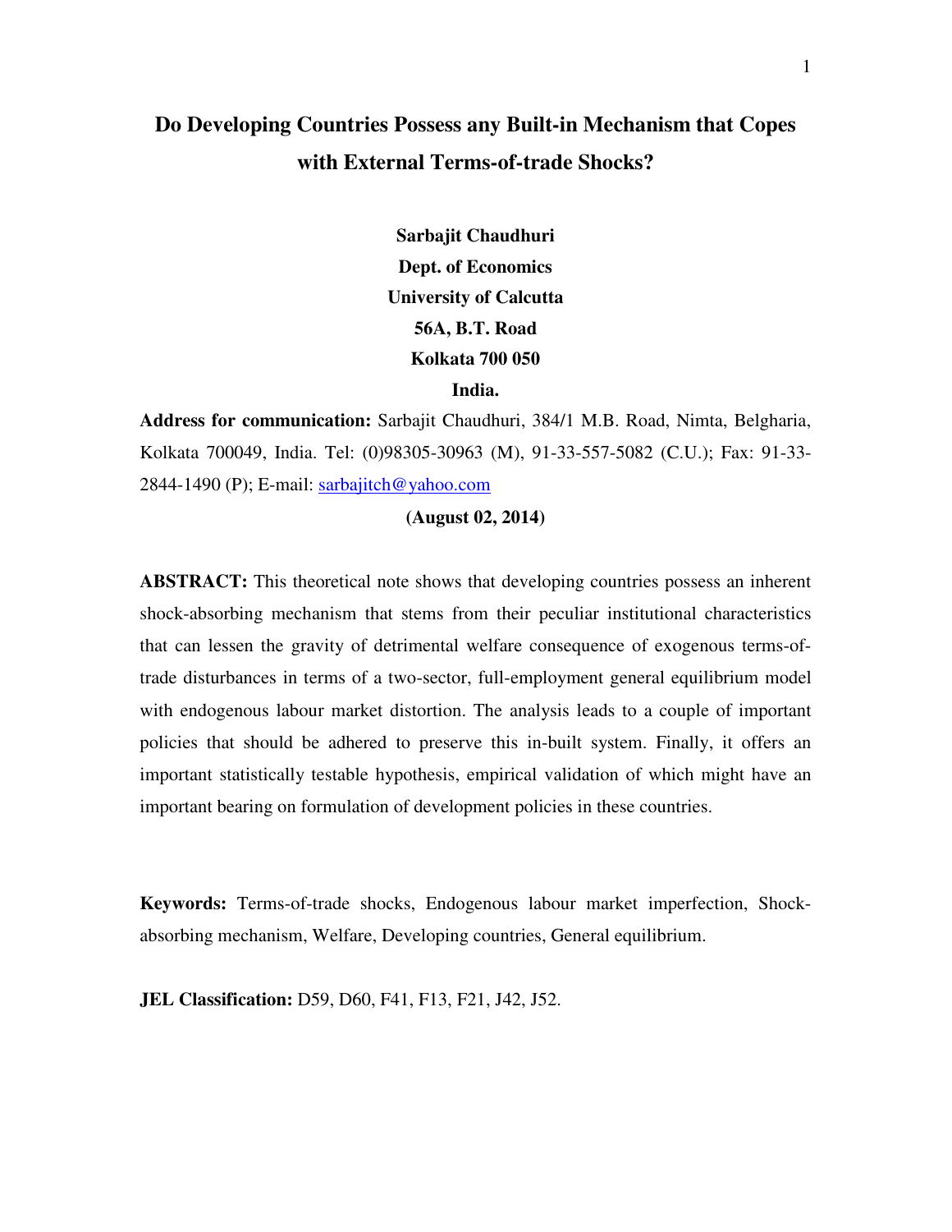# Do Developing Countries Possess any Built-in Mechanism that Copes with External Terms-of-trade Shocks?

**Sarbajit Chaudhuri**
**Dept. of Economics**
**University of Calcutta**
**56A, B.T. Road**
**Kolkata 700 050**
**India.**

**Address for communication:** Sarbajit Chaudhuri, 384/1 M.B. Road, Nimta, Belgharia, Kolkata 700049, India. Tel: (0)98305-30963 (M), 91-33-557-5082 (C.U.); Fax: 91-33-2844-1490 (P); E-mail: sarbajitch@yahoo.com

**(August 02, 2014)**

**ABSTRACT:** This theoretical note shows that developing countries possess an inherent shock-absorbing mechanism that stems from their peculiar institutional characteristics that can lessen the gravity of detrimental welfare consequence of exogenous terms-of-trade disturbances in terms of a two-sector, full-employment general equilibrium model with endogenous labour market distortion. The analysis leads to a couple of important policies that should be adhered to preserve this in-built system. Finally, it offers an important statistically testable hypothesis, empirical validation of which might have an important bearing on formulation of development policies in these countries.

**Keywords:** Terms-of-trade shocks, Endogenous labour market imperfection, Shock-absorbing mechanism, Welfare, Developing countries, General equilibrium.

**JEL Classification:** D59, D60, F41, F13, F21, J42, J52.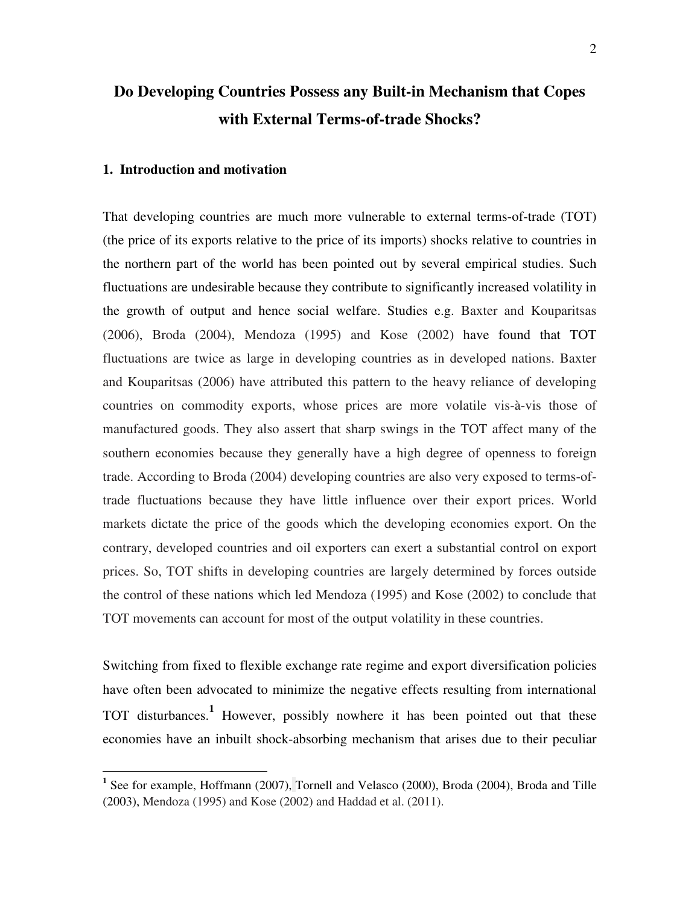# Do Developing Countries Possess any Built-in Mechanism that Copes with External Terms-of-trade Shocks?

## 1. Introduction and motivation

That developing countries are much more vulnerable to external terms-of-trade (TOT) (the price of its exports relative to the price of its imports) shocks relative to countries in the northern part of the world has been pointed out by several empirical studies. Such fluctuations are undesirable because they contribute to significantly increased volatility in the growth of output and hence social welfare. Studies e.g. Baxter and Kouparitsas (2006), Broda (2004), Mendoza (1995) and Kose (2002) have found that TOT fluctuations are twice as large in developing countries as in developed nations. Baxter and Kouparitsas (2006) have attributed this pattern to the heavy reliance of developing countries on commodity exports, whose prices are more volatile vis-à-vis those of manufactured goods. They also assert that sharp swings in the TOT affect many of the southern economies because they generally have a high degree of openness to foreign trade. According to Broda (2004) developing countries are also very exposed to terms-of-trade fluctuations because they have little influence over their export prices. World markets dictate the price of the goods which the developing economies export. On the contrary, developed countries and oil exporters can exert a substantial control on export prices. So, TOT shifts in developing countries are largely determined by forces outside the control of these nations which led Mendoza (1995) and Kose (2002) to conclude that TOT movements can account for most of the output volatility in these countries.

Switching from fixed to flexible exchange rate regime and export diversification policies have often been advocated to minimize the negative effects resulting from international TOT disturbances.[1] However, possibly nowhere it has been pointed out that these economies have an inbuilt shock-absorbing mechanism that arises due to their peculiar

[1] See for example, Hoffmann (2007), Tornell and Velasco (2000), Broda (2004), Broda and Tille (2003), Mendoza (1995) and Kose (2002) and Haddad et al. (2011).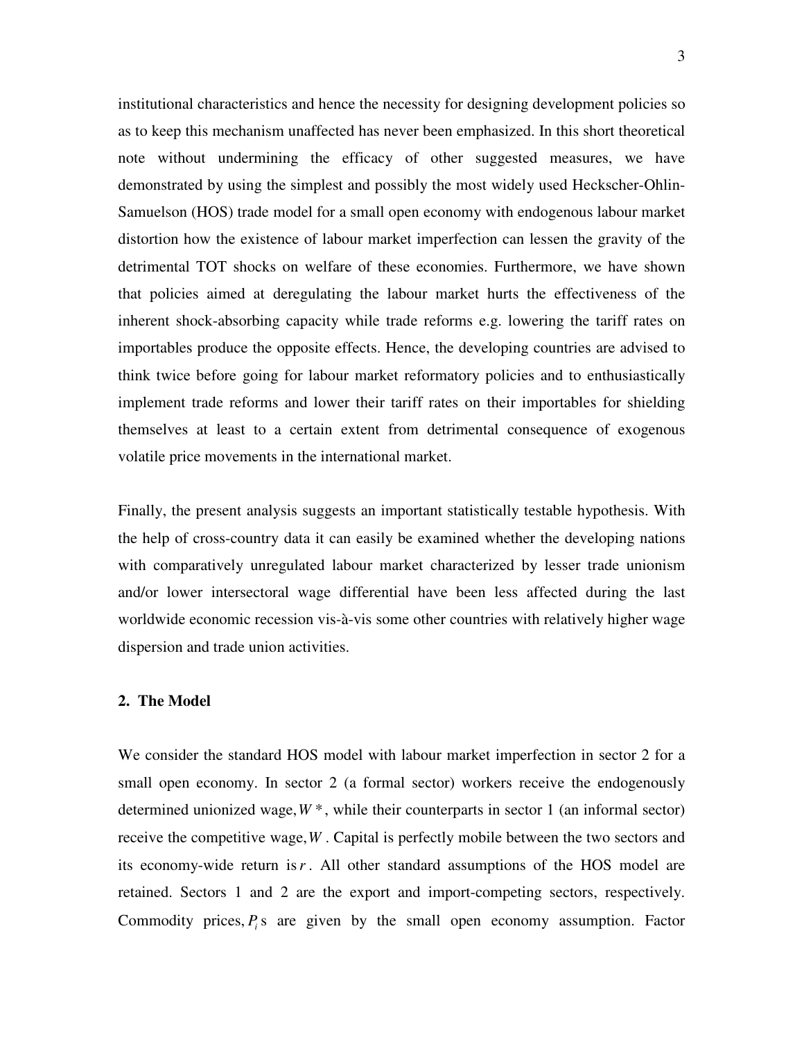institutional characteristics and hence the necessity for designing development policies so as to keep this mechanism unaffected has never been emphasized. In this short theoretical note without undermining the efficacy of other suggested measures, we have demonstrated by using the simplest and possibly the most widely used Heckscher-Ohlin-Samuelson (HOS) trade model for a small open economy with endogenous labour market distortion how the existence of labour market imperfection can lessen the gravity of the detrimental TOT shocks on welfare of these economies. Furthermore, we have shown that policies aimed at deregulating the labour market hurts the effectiveness of the inherent shock-absorbing capacity while trade reforms e.g. lowering the tariff rates on importables produce the opposite effects. Hence, the developing countries are advised to think twice before going for labour market reformatory policies and to enthusiastically implement trade reforms and lower their tariff rates on their importables for shielding themselves at least to a certain extent from detrimental consequence of exogenous volatile price movements in the international market.

Finally, the present analysis suggests an important statistically testable hypothesis. With the help of cross-country data it can easily be examined whether the developing nations with comparatively unregulated labour market characterized by lesser trade unionism and/or lower intersectoral wage differential have been less affected during the last worldwide economic recession vis-à-vis some other countries with relatively higher wage dispersion and trade union activities.

## 2. The Model

We consider the standard HOS model with labour market imperfection in sector 2 for a small open economy. In sector 2 (a formal sector) workers receive the endogenously determined unionized wage, $W^*$, while their counterparts in sector 1 (an informal sector) receive the competitive wage, $W$. Capital is perfectly mobile between the two sectors and its economy-wide return is $r$. All other standard assumptions of the HOS model are retained. Sectors 1 and 2 are the export and import-competing sectors, respectively. Commodity prices, $P_i$s are given by the small open economy assumption. Factor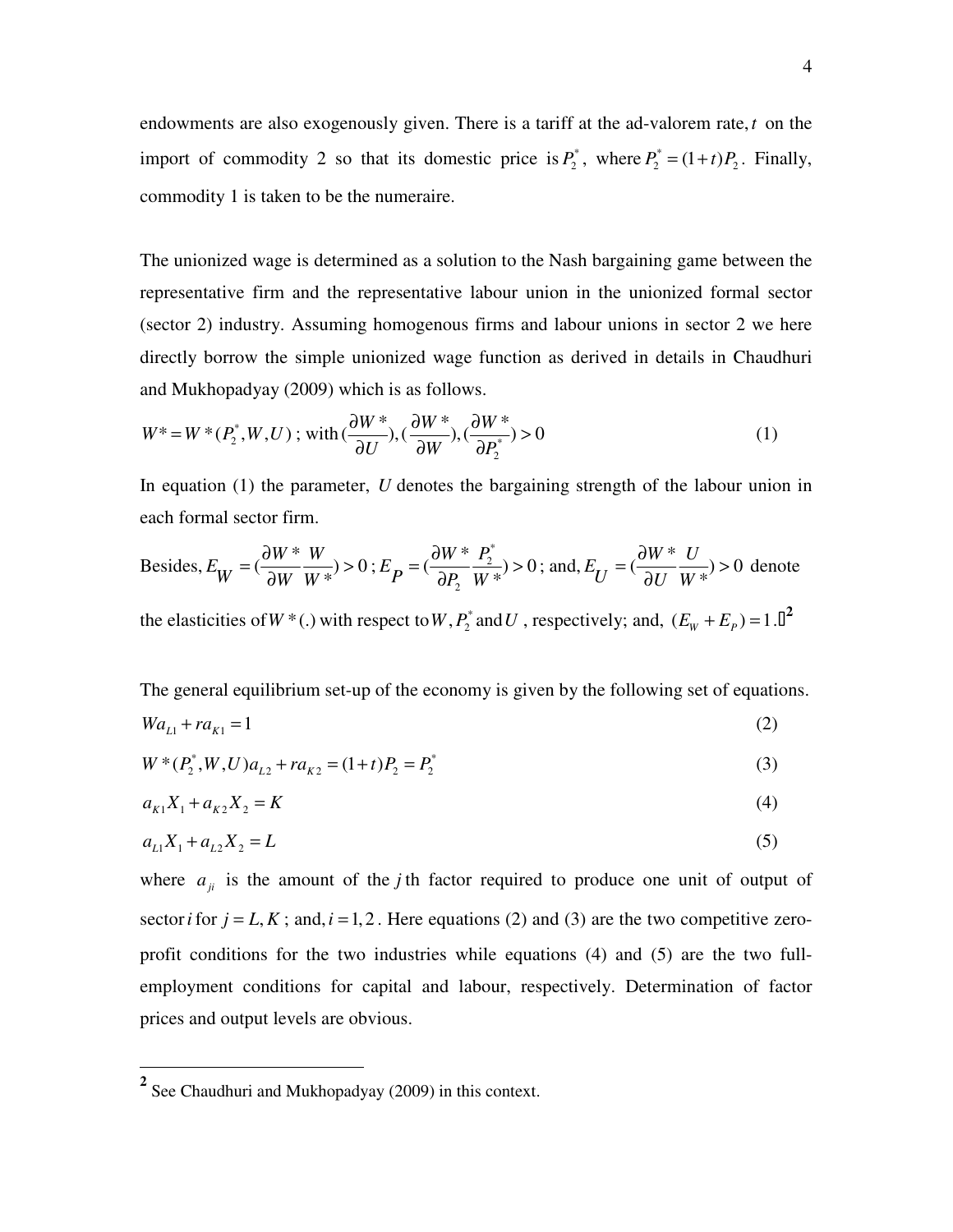endowments are also exogenously given. There is a tariff at the ad-valorem rate, $t$ on the import of commodity 2 so that its domestic price is $P_2^*$, where $P_2^* = (1+t)P_2$. Finally, commodity 1 is taken to be the numeraire.

The unionized wage is determined as a solution to the Nash bargaining game between the representative firm and the representative labour union in the unionized formal sector (sector 2) industry. Assuming homogenous firms and labour unions in sector 2 we here directly borrow the simple unionized wage function as derived in details in Chaudhuri and Mukhopadyay (2009) which is as follows.

$$W^* = W^*(P_2^*, W, U)\text{ ; with } \left(\frac{\partial W^*}{\partial U}\right), \left(\frac{\partial W^*}{\partial W}\right), \left(\frac{\partial W^*}{\partial P_2^*}\right) > 0 \tag{1}$$

In equation (1) the parameter, $U$ denotes the bargaining strength of the labour union in each formal sector firm.

Besides, $E_W = \left(\frac{\partial W^*}{\partial W}\frac{W}{W^*}\right) > 0$; $E_P = \left(\frac{\partial W^*}{\partial P_2}\frac{P_2^*}{W^*}\right) > 0$; and, $E_U = \left(\frac{\partial W^*}{\partial U}\frac{U}{W^*}\right) > 0$ denote the elasticities of $W^*(.)$ with respect to $W, P_2^*$ and $U$, respectively; and, $(E_W + E_P) = 1$.[2]

The general equilibrium set-up of the economy is given by the following set of equations.

$$Wa_{L1} + ra_{K1} = 1 \tag{2}$$

$$W^*(P_2^*, W, U)a_{L2} + ra_{K2} = (1+t)P_2 = P_2^* \tag{3}$$

$$a_{K1}X_1 + a_{K2}X_2 = K \tag{4}$$

$$a_{L1}X_1 + a_{L2}X_2 = L \tag{5}$$

where $a_{ji}$ is the amount of the $j$th factor required to produce one unit of output of sector $i$ for $j = L, K$; and, $i = 1, 2$. Here equations (2) and (3) are the two competitive zero-profit conditions for the two industries while equations (4) and (5) are the two full-employment conditions for capital and labour, respectively. Determination of factor prices and output levels are obvious.

---

[2] See Chaudhuri and Mukhopadyay (2009) in this context.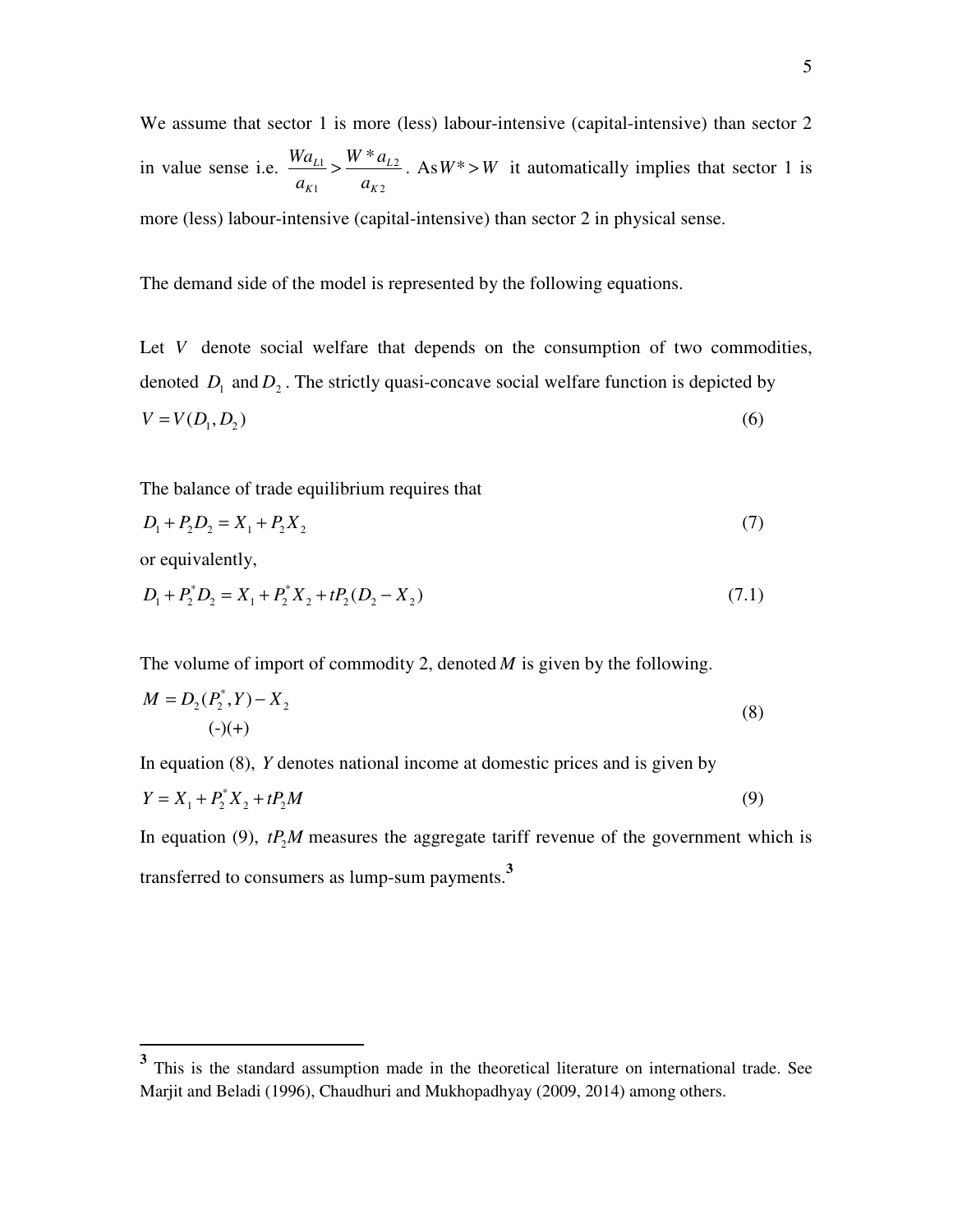We assume that sector 1 is more (less) labour-intensive (capital-intensive) than sector 2 in value sense i.e. $\frac{Wa_{L1}}{a_{K1}} > \frac{W^* a_{L2}}{a_{K2}}$. As $W^* > W$ it automatically implies that sector 1 is more (less) labour-intensive (capital-intensive) than sector 2 in physical sense.

The demand side of the model is represented by the following equations.

Let $V$ denote social welfare that depends on the consumption of two commodities, denoted $D_1$ and $D_2$. The strictly quasi-concave social welfare function is depicted by

$$V = V(D_1, D_2) \tag{6}$$

The balance of trade equilibrium requires that

$$D_1 + P_2 D_2 = X_1 + P_2 X_2 \tag{7}$$

or equivalently,

$$D_1 + P_2^* D_2 = X_1 + P_2^* X_2 + tP_2(D_2 - X_2) \tag{7.1}$$

The volume of import of commodity 2, denoted $M$ is given by the following.

$$M = \underset{(-)(+)}{D_2(P_2^*, Y)} - X_2 \tag{8}$$

In equation (8), $Y$ denotes national income at domestic prices and is given by

$$Y = X_1 + P_2^* X_2 + tP_2 M \tag{9}$$

In equation (9), $tP_2 M$ measures the aggregate tariff revenue of the government which is transferred to consumers as lump-sum payments.[3]

---

[3] This is the standard assumption made in the theoretical literature on international trade. See Marjit and Beladi (1996), Chaudhuri and Mukhopadhyay (2009, 2014) among others.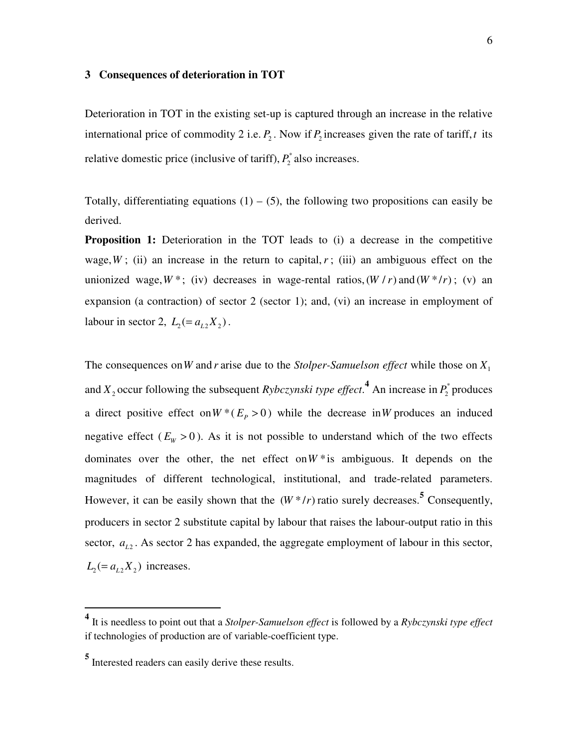## 3 Consequences of deterioration in TOT

Deterioration in TOT in the existing set-up is captured through an increase in the relative international price of commodity 2 i.e. $P_2$. Now if $P_2$ increases given the rate of tariff, $t$ its relative domestic price (inclusive of tariff), $P_2^*$ also increases.

Totally, differentiating equations (1) – (5), the following two propositions can easily be derived.

**Proposition 1:** Deterioration in the TOT leads to (i) a decrease in the competitive wage, $W$; (ii) an increase in the return to capital, $r$; (iii) an ambiguous effect on the unionized wage, $W^*$; (iv) decreases in wage-rental ratios, $(W/r)$ and $(W^*/r)$; (v) an expansion (a contraction) of sector 2 (sector 1); and, (vi) an increase in employment of labour in sector 2, $L_2 (= a_{L2} X_2)$.

The consequences on $W$ and $r$ arise due to the *Stolper-Samuelson effect* while those on $X_1$ and $X_2$ occur following the subsequent *Rybczynski type effect*.[4] An increase in $P_2^*$ produces a direct positive effect on $W^* (E_P > 0)$ while the decrease in $W$ produces an induced negative effect ($E_W > 0$). As it is not possible to understand which of the two effects dominates over the other, the net effect on $W^*$ is ambiguous. It depends on the magnitudes of different technological, institutional, and trade-related parameters. However, it can be easily shown that the $(W^*/r)$ ratio surely decreases.[5] Consequently, producers in sector 2 substitute capital by labour that raises the labour-output ratio in this sector, $a_{L2}$. As sector 2 has expanded, the aggregate employment of labour in this sector, $L_2 (= a_{L2} X_2)$ increases.

---

[4] It is needless to point out that a *Stolper-Samuelson effect* is followed by a *Rybczynski type effect* if technologies of production are of variable-coefficient type.

[5] Interested readers can easily derive these results.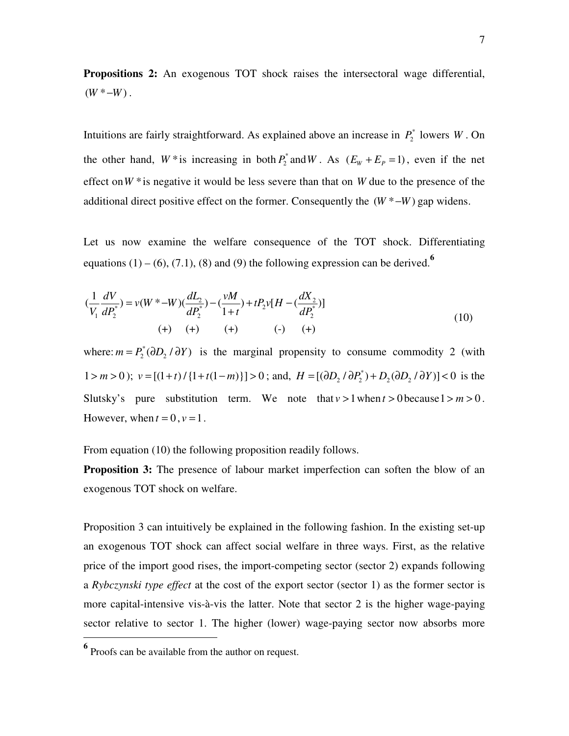**Propositions 2:** An exogenous TOT shock raises the intersectoral wage differential, $(W^* - W)$.

Intuitions are fairly straightforward. As explained above an increase in $P_2^*$ lowers $W$. On the other hand, $W^*$ is increasing in both $P_2^*$ and $W$. As $(E_W + E_P = 1)$, even if the net effect on $W^*$ is negative it would be less severe than that on $W$ due to the presence of the additional direct positive effect on the former. Consequently the $(W^* - W)$ gap widens.

Let us now examine the welfare consequence of the TOT shock. Differentiating equations (1) – (6), (7.1), (8) and (9) the following expression can be derived.[6]

$$\left(\frac{1}{V_1}\frac{dV}{dP_2^*}\right) = v(W^* - W)\left(\frac{dL_2}{dP_2^*}\right) - \left(\frac{vM}{1+t}\right) + tP_2 v\left[H - \left(\frac{dX_2}{dP_2^*}\right)\right] \tag{10}$$

$$\qquad\qquad\quad (+) \quad\;\; (+) \qquad\quad\; (+) \qquad\qquad\quad (-) \quad\;\; (+)$$

where: $m = P_2^*(\partial D_2 / \partial Y)$ is the marginal propensity to consume commodity 2 (with $1 > m > 0$); $v = [(1+t)/\{1+t(1-m)\}] > 0$; and, $H = [(\partial D_2 / \partial P_2^*) + D_2(\partial D_2 / \partial Y)] < 0$ is the Slutsky's pure substitution term. We note that $v > 1$ when $t > 0$ because $1 > m > 0$. However, when $t = 0$, $v = 1$.

From equation (10) the following proposition readily follows.

**Proposition 3:** The presence of labour market imperfection can soften the blow of an exogenous TOT shock on welfare.

Proposition 3 can intuitively be explained in the following fashion. In the existing set-up an exogenous TOT shock can affect social welfare in three ways. First, as the relative price of the import good rises, the import-competing sector (sector 2) expands following a *Rybczynski type effect* at the cost of the export sector (sector 1) as the former sector is more capital-intensive vis-à-vis the latter. Note that sector 2 is the higher wage-paying sector relative to sector 1. The higher (lower) wage-paying sector now absorbs more

---

[6] Proofs can be available from the author on request.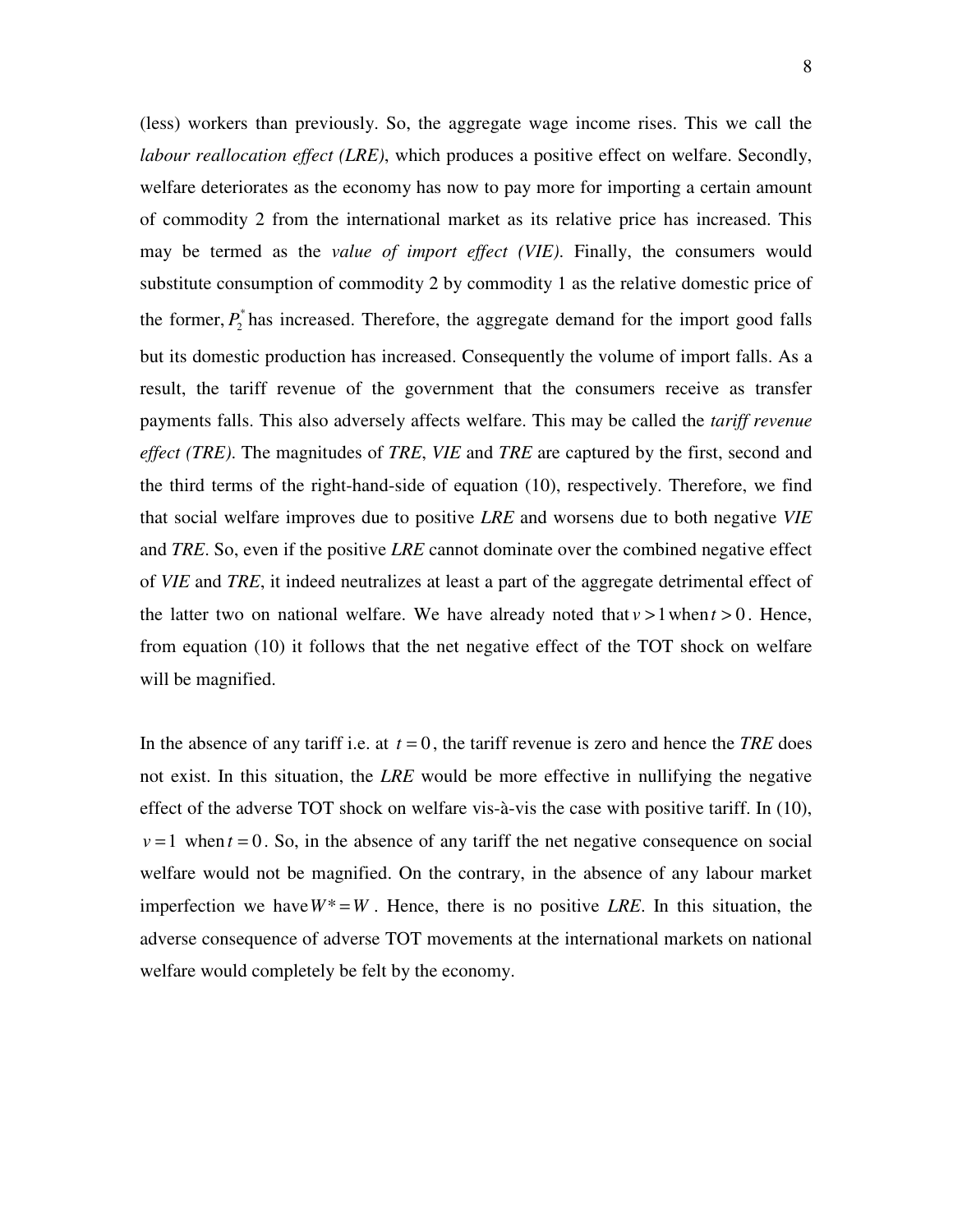(less) workers than previously. So, the aggregate wage income rises. This we call the *labour reallocation effect (LRE)*, which produces a positive effect on welfare. Secondly, welfare deteriorates as the economy has now to pay more for importing a certain amount of commodity 2 from the international market as its relative price has increased. This may be termed as the *value of import effect (VIE)*. Finally, the consumers would substitute consumption of commodity 2 by commodity 1 as the relative domestic price of the former, $P_2^*$ has increased. Therefore, the aggregate demand for the import good falls but its domestic production has increased. Consequently the volume of import falls. As a result, the tariff revenue of the government that the consumers receive as transfer payments falls. This also adversely affects welfare. This may be called the *tariff revenue effect (TRE)*. The magnitudes of *TRE*, *VIE* and *TRE* are captured by the first, second and the third terms of the right-hand-side of equation (10), respectively. Therefore, we find that social welfare improves due to positive *LRE* and worsens due to both negative *VIE* and *TRE*. So, even if the positive *LRE* cannot dominate over the combined negative effect of *VIE* and *TRE*, it indeed neutralizes at least a part of the aggregate detrimental effect of the latter two on national welfare. We have already noted that $v > 1$ when $t > 0$. Hence, from equation (10) it follows that the net negative effect of the TOT shock on welfare will be magnified.

In the absence of any tariff i.e. at $t = 0$, the tariff revenue is zero and hence the *TRE* does not exist. In this situation, the *LRE* would be more effective in nullifying the negative effect of the adverse TOT shock on welfare vis-à-vis the case with positive tariff. In (10), $v = 1$ when $t = 0$. So, in the absence of any tariff the net negative consequence on social welfare would not be magnified. On the contrary, in the absence of any labour market imperfection we have $W^* = W$. Hence, there is no positive *LRE*. In this situation, the adverse consequence of adverse TOT movements at the international markets on national welfare would completely be felt by the economy.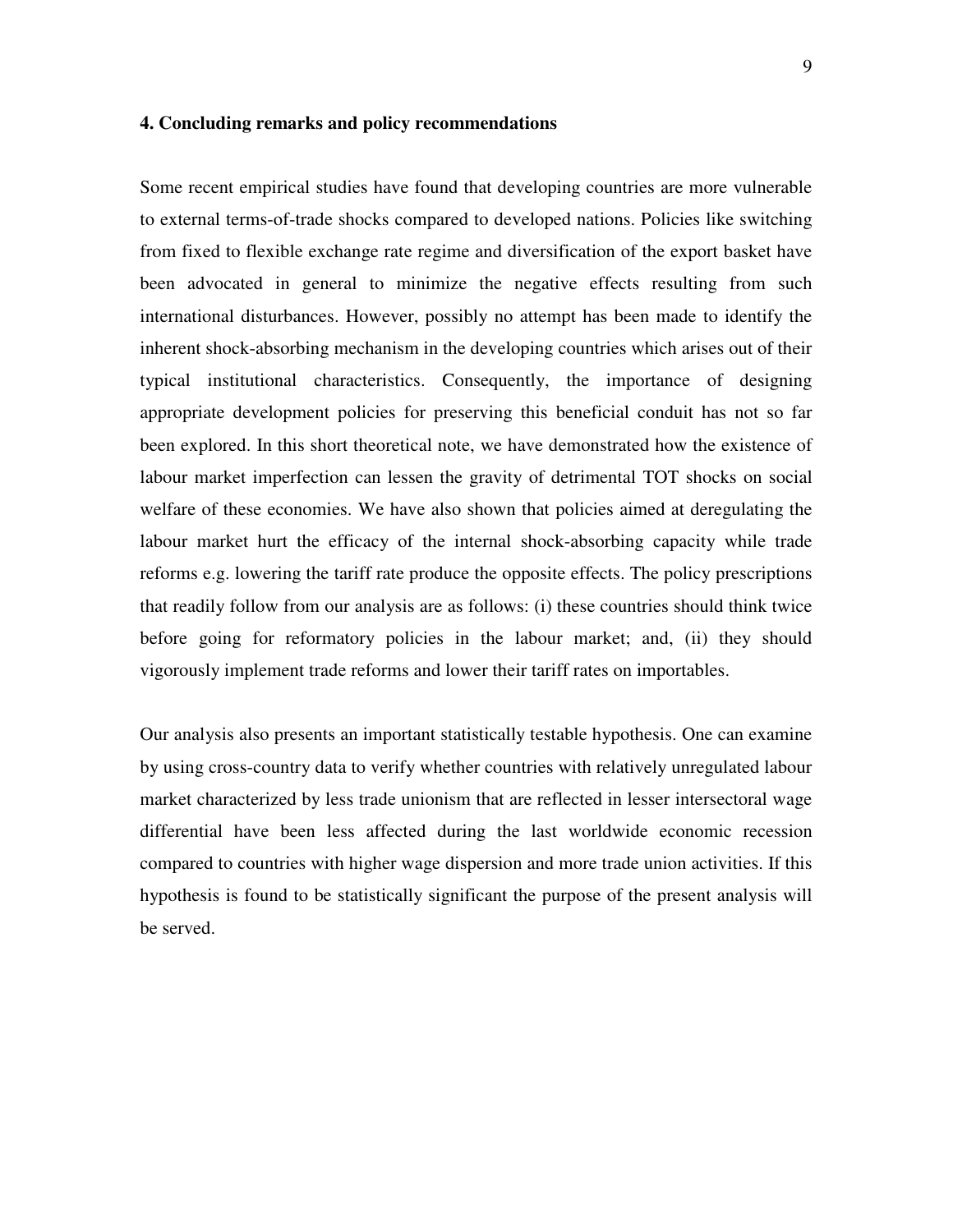## 4. Concluding remarks and policy recommendations

Some recent empirical studies have found that developing countries are more vulnerable to external terms-of-trade shocks compared to developed nations. Policies like switching from fixed to flexible exchange rate regime and diversification of the export basket have been advocated in general to minimize the negative effects resulting from such international disturbances. However, possibly no attempt has been made to identify the inherent shock-absorbing mechanism in the developing countries which arises out of their typical institutional characteristics. Consequently, the importance of designing appropriate development policies for preserving this beneficial conduit has not so far been explored. In this short theoretical note, we have demonstrated how the existence of labour market imperfection can lessen the gravity of detrimental TOT shocks on social welfare of these economies. We have also shown that policies aimed at deregulating the labour market hurt the efficacy of the internal shock-absorbing capacity while trade reforms e.g. lowering the tariff rate produce the opposite effects. The policy prescriptions that readily follow from our analysis are as follows: (i) these countries should think twice before going for reformatory policies in the labour market; and, (ii) they should vigorously implement trade reforms and lower their tariff rates on importables.

Our analysis also presents an important statistically testable hypothesis. One can examine by using cross-country data to verify whether countries with relatively unregulated labour market characterized by less trade unionism that are reflected in lesser intersectoral wage differential have been less affected during the last worldwide economic recession compared to countries with higher wage dispersion and more trade union activities. If this hypothesis is found to be statistically significant the purpose of the present analysis will be served.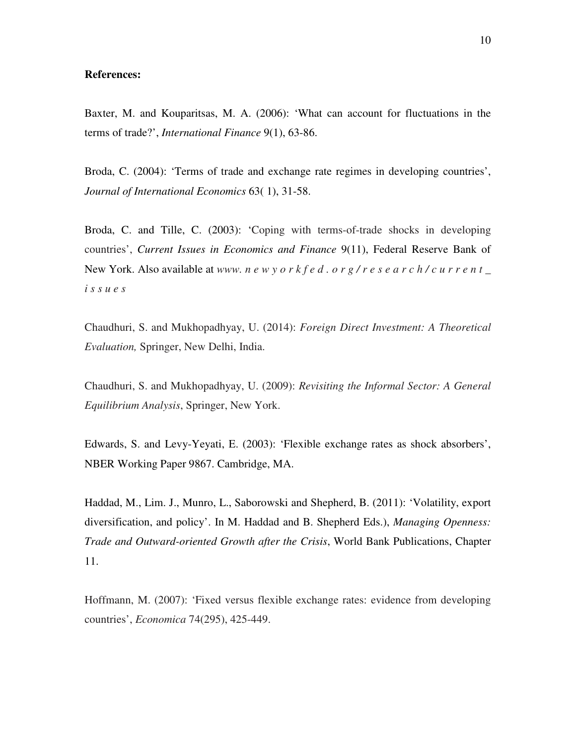**References:**

Baxter, M. and Kouparitsas, M. A. (2006): 'What can account for fluctuations in the terms of trade?', *International Finance* 9(1), 63-86.

Broda, C. (2004): 'Terms of trade and exchange rate regimes in developing countries', *Journal of International Economics* 63( 1), 31-58.

Broda, C. and Tille, C. (2003): 'Coping with terms-of-trade shocks in developing countries', *Current Issues in Economics and Finance* 9(11), Federal Reserve Bank of New York. Also available at *www. n e w y o r k f e d . o r g / r e s e a r c h / c u r r e n t _ i s s u e s*

Chaudhuri, S. and Mukhopadhyay, U. (2014): *Foreign Direct Investment: A Theoretical Evaluation,* Springer, New Delhi, India.

Chaudhuri, S. and Mukhopadhyay, U. (2009): *Revisiting the Informal Sector: A General Equilibrium Analysis*, Springer, New York.

Edwards, S. and Levy-Yeyati, E. (2003): 'Flexible exchange rates as shock absorbers', NBER Working Paper 9867. Cambridge, MA.

Haddad, M., Lim. J., Munro, L., Saborowski and Shepherd, B. (2011): 'Volatility, export diversification, and policy'. In M. Haddad and B. Shepherd Eds.), *Managing Openness: Trade and Outward-oriented Growth after the Crisis*, World Bank Publications, Chapter 11.

Hoffmann, M. (2007): 'Fixed versus flexible exchange rates: evidence from developing countries', *Economica* 74(295), 425-449.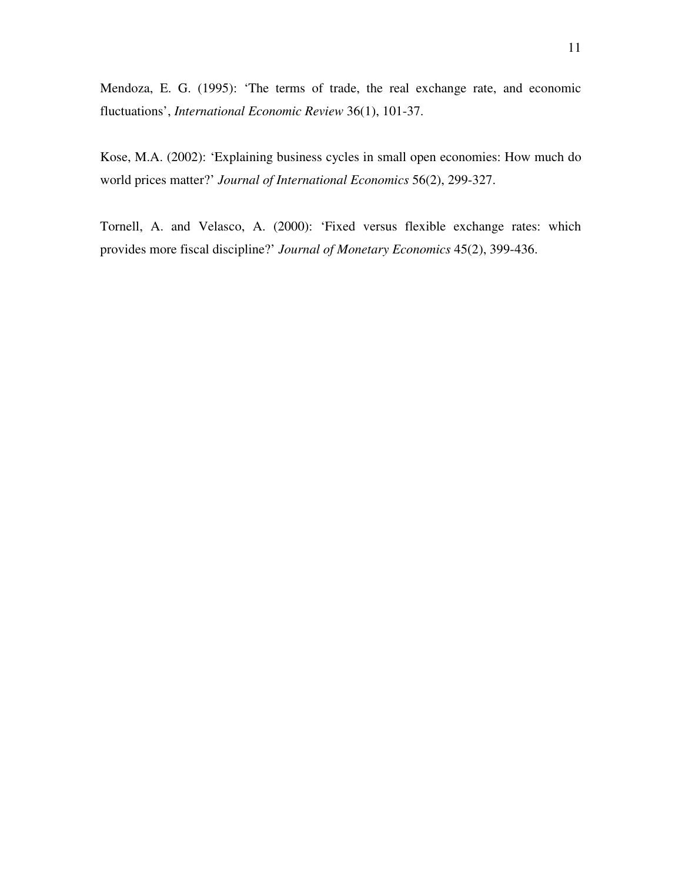Mendoza, E. G. (1995): ‘The terms of trade, the real exchange rate, and economic fluctuations’, *International Economic Review* 36(1), 101-37.

Kose, M.A. (2002): ‘Explaining business cycles in small open economies: How much do world prices matter?’ *Journal of International Economics* 56(2), 299-327.

Tornell, A. and Velasco, A. (2000): ‘Fixed versus flexible exchange rates: which provides more fiscal discipline?’ *Journal of Monetary Economics* 45(2), 399-436.